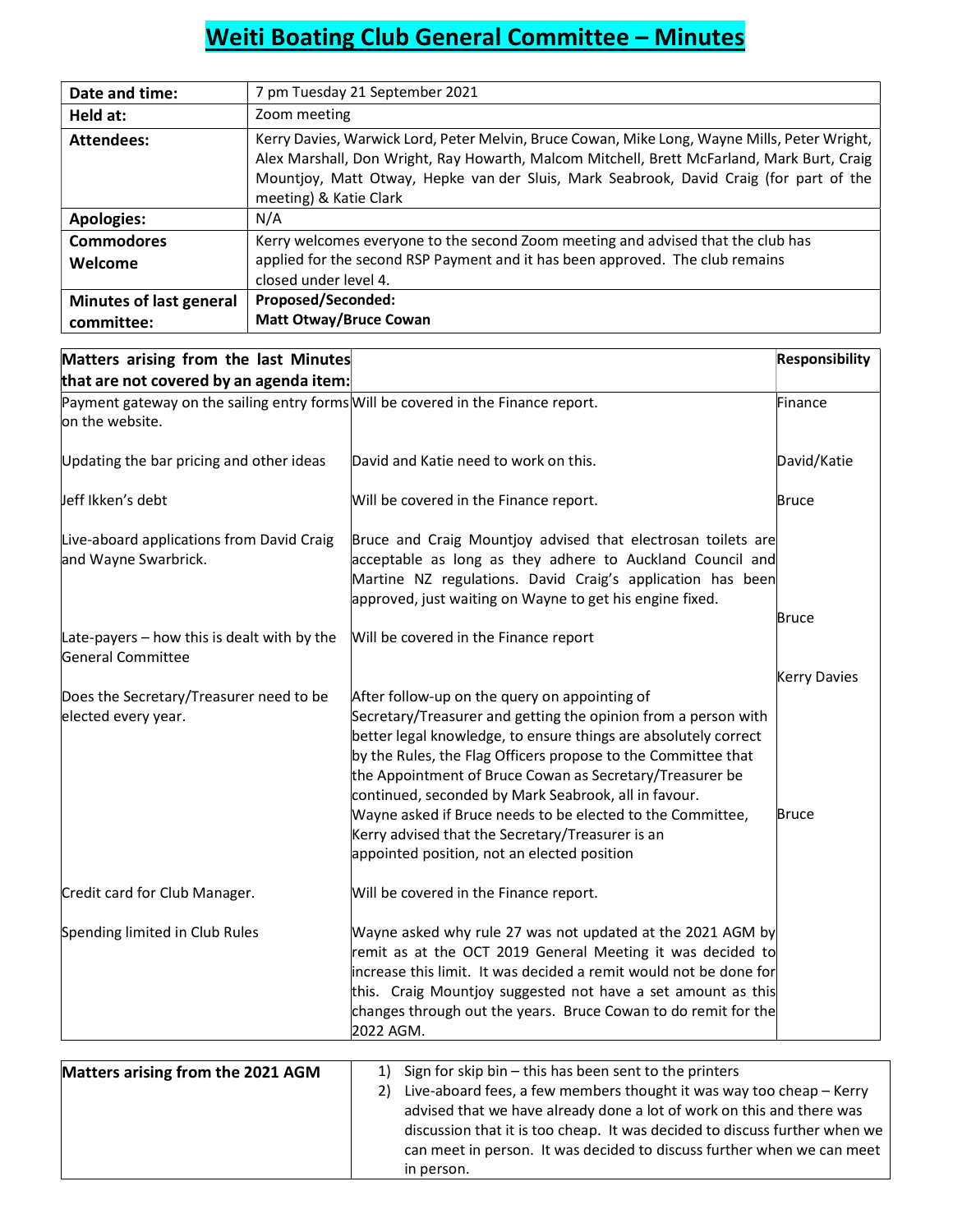# Weiti Boating Club General Committee – Minutes

| | |
|---|---|
| **Date and time:** | 7 pm Tuesday 21 September 2021 |
| **Held at:** | Zoom meeting |
| **Attendees:** | Kerry Davies, Warwick Lord, Peter Melvin, Bruce Cowan, Mike Long, Wayne Mills, Peter Wright, Alex Marshall, Don Wright, Ray Howarth, Malcom Mitchell, Brett McFarland, Mark Burt, Craig Mountjoy, Matt Otway, Hepke van der Sluis, Mark Seabrook, David Craig (for part of the meeting) & Katie Clark |
| **Apologies:** | N/A |
| **Commodores Welcome** | Kerry welcomes everyone to the second Zoom meeting and advised that the club has applied for the second RSP Payment and it has been approved. The club remains closed under level 4. |
| **Minutes of last general committee:** | **Proposed/Seconded:** **Matt Otway/Bruce Cowan** |

| **Matters arising from the last Minutes that are not covered by an agenda item:** | | **Responsibility** |
|---|---|---|
| Payment gateway on the sailing entry forms on the website. | Will be covered in the Finance report. | Finance |
| Updating the bar pricing and other ideas | David and Katie need to work on this. | David/Katie |
| Jeff Ikken's debt | Will be covered in the Finance report. | Bruce |
| Live-aboard applications from David Craig and Wayne Swarbrick. | Bruce and Craig Mountjoy advised that electrosan toilets are acceptable as long as they adhere to Auckland Council and Martine NZ regulations. David Craig's application has been approved, just waiting on Wayne to get his engine fixed. | Bruce |
| Late-payers – how this is dealt with by the General Committee | Will be covered in the Finance report | Kerry Davies |
| Does the Secretary/Treasurer need to be elected every year. | After follow-up on the query on appointing of Secretary/Treasurer and getting the opinion from a person with better legal knowledge, to ensure things are absolutely correct by the Rules, the Flag Officers propose to the Committee that the Appointment of Bruce Cowan as Secretary/Treasurer be continued, seconded by Mark Seabrook, all in favour. Wayne asked if Bruce needs to be elected to the Committee, Kerry advised that the Secretary/Treasurer is an appointed position, not an elected position | Bruce |
| Credit card for Club Manager. | Will be covered in the Finance report. | |
| Spending limited in Club Rules | Wayne asked why rule 27 was not updated at the 2021 AGM by remit as at the OCT 2019 General Meeting it was decided to increase this limit. It was decided a remit would not be done for this. Craig Mountjoy suggested not have a set amount as this changes through out the years. Bruce Cowan to do remit for the 2022 AGM. | |

| **Matters arising from the 2021 AGM** | |
|---|---|
| | 1) Sign for skip bin – this has been sent to the printers<br>2) Live-aboard fees, a few members thought it was way too cheap – Kerry advised that we have already done a lot of work on this and there was discussion that it is too cheap. It was decided to discuss further when we can meet in person. It was decided to discuss further when we can meet in person. |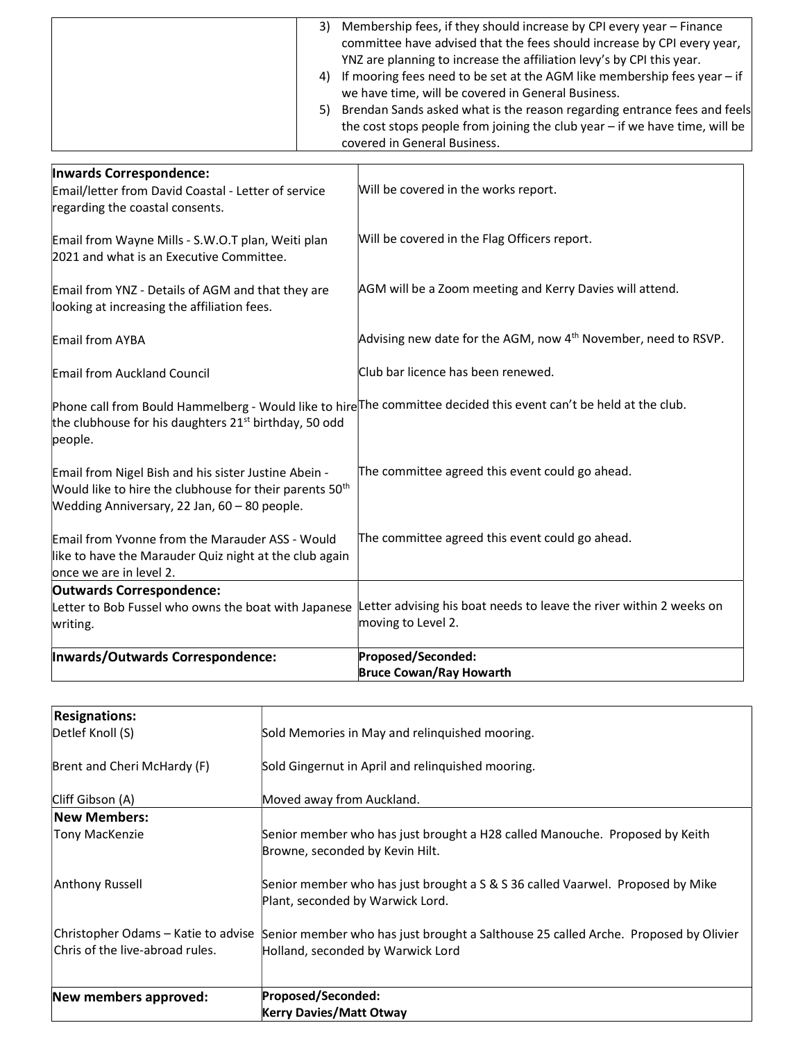| | |
|---|---|
| | 3) Membership fees, if they should increase by CPI every year – Finance committee have advised that the fees should increase by CPI every year, YNZ are planning to increase the affiliation levy's by CPI this year.<br>4) If mooring fees need to be set at the AGM like membership fees year – if we have time, will be covered in General Business.<br>5) Brendan Sands asked what is the reason regarding entrance fees and feels the cost stops people from joining the club year – if we have time, will be covered in General Business. |

| **Inwards Correspondence:** | |
|---|---|
| Email/letter from David Coastal - Letter of service regarding the coastal consents. | Will be covered in the works report. |
| Email from Wayne Mills - S.W.O.T plan, Weiti plan 2021 and what is an Executive Committee. | Will be covered in the Flag Officers report. |
| Email from YNZ - Details of AGM and that they are looking at increasing the affiliation fees. | AGM will be a Zoom meeting and Kerry Davies will attend. |
| Email from AYBA | Advising new date for the AGM, now 4th November, need to RSVP. |
| Email from Auckland Council | Club bar licence has been renewed. |
| Phone call from Bould Hammelberg - Would like to hire the clubhouse for his daughters 21st birthday, 50 odd people. | The committee decided this event can't be held at the club. |
| Email from Nigel Bish and his sister Justine Abein - Would like to hire the clubhouse for their parents 50th Wedding Anniversary, 22 Jan, 60 – 80 people. | The committee agreed this event could go ahead. |
| Email from Yvonne from the Marauder ASS - Would like to have the Marauder Quiz night at the club again once we are in level 2. | The committee agreed this event could go ahead. |
| **Outwards Correspondence:** | |
| Letter to Bob Fussel who owns the boat with Japanese writing. | Letter advising his boat needs to leave the river within 2 weeks on moving to Level 2. |
| **Inwards/Outwards Correspondence:** | **Proposed/Seconded:**<br>**Bruce Cowan/Ray Howarth** |

| **Resignations:** | |
|---|---|
| Detlef Knoll (S) | Sold Memories in May and relinquished mooring. |
| Brent and Cheri McHardy (F) | Sold Gingernut in April and relinquished mooring. |
| Cliff Gibson (A) | Moved away from Auckland. |
| **New Members:** | |
| Tony MacKenzie | Senior member who has just brought a H28 called Manouche. Proposed by Keith Browne, seconded by Kevin Hilt. |
| Anthony Russell | Senior member who has just brought a S & S 36 called Vaarwel. Proposed by Mike Plant, seconded by Warwick Lord. |
| Christopher Odams – Katie to advise Chris of the live-abroad rules. | Senior member who has just brought a Salthouse 25 called Arche. Proposed by Olivier Holland, seconded by Warwick Lord |
| **New members approved:** | **Proposed/Seconded:**<br>**Kerry Davies/Matt Otway** |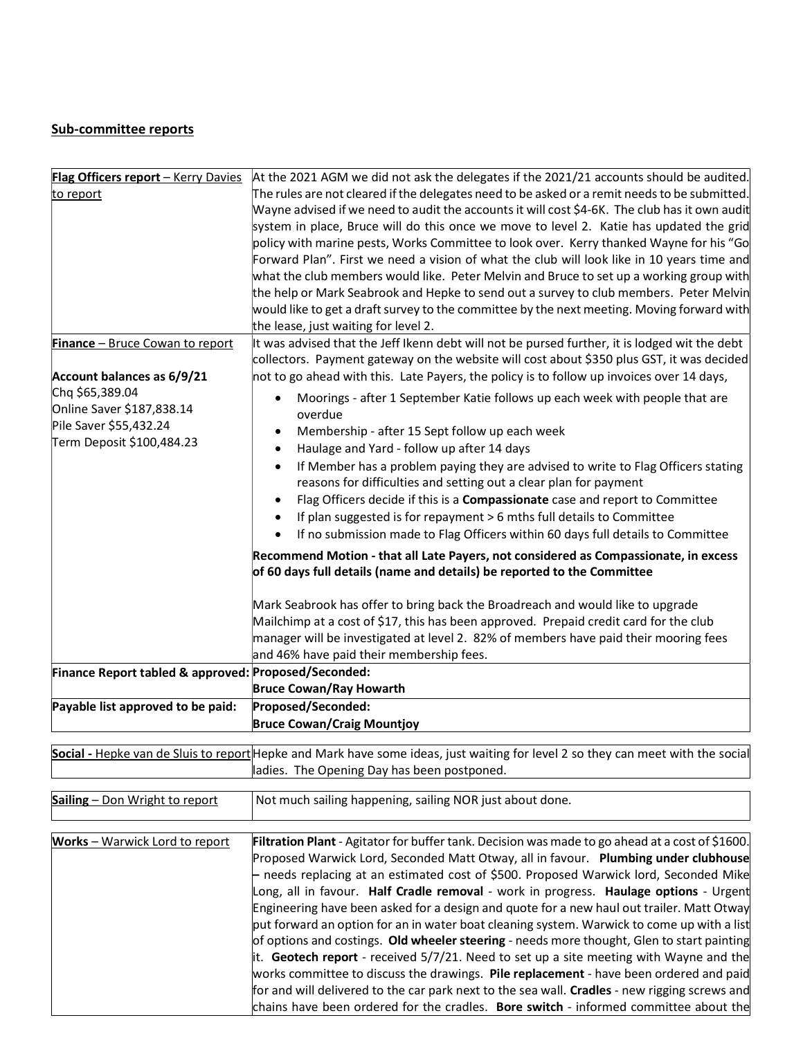## Sub-committee reports

| | |
|---|---|
| **Flag Officers report** – Kerry Davies to report | At the 2021 AGM we did not ask the delegates if the 2021/21 accounts should be audited. The rules are not cleared if the delegates need to be asked or a remit needs to be submitted. Wayne advised if we need to audit the accounts it will cost $4-6K. The club has it own audit system in place, Bruce will do this once we move to level 2. Katie has updated the grid policy with marine pests, Works Committee to look over. Kerry thanked Wayne for his "Go Forward Plan". First we need a vision of what the club will look like in 10 years time and what the club members would like. Peter Melvin and Bruce to set up a working group with the help or Mark Seabrook and Hepke to send out a survey to club members. Peter Melvin would like to get a draft survey to the committee by the next meeting. Moving forward with the lease, just waiting for level 2. |
| **Finance** – Bruce Cowan to report<br><br>**Account balances as 6/9/21**<br>Chq $65,389.04<br>Online Saver $187,838.14<br>Pile Saver $55,432.24<br>Term Deposit $100,484.23 | It was advised that the Jeff Ikenn debt will not be pursed further, it is lodged wit the debt collectors. Payment gateway on the website will cost about $350 plus GST, it was decided not to go ahead with this. Late Payers, the policy is to follow up invoices over 14 days,<br>• Moorings - after 1 September Katie follows up each week with people that are overdue<br>• Membership - after 15 Sept follow up each week<br>• Haulage and Yard - follow up after 14 days<br>• If Member has a problem paying they are advised to write to Flag Officers stating reasons for difficulties and setting out a clear plan for payment<br>• Flag Officers decide if this is a **Compassionate** case and report to Committee<br>• If plan suggested is for repayment > 6 mths full details to Committee<br>• If no submission made to Flag Officers within 60 days full details to Committee<br><br>**Recommend Motion - that all Late Payers, not considered as Compassionate, in excess of 60 days full details (name and details) be reported to the Committee**<br><br>Mark Seabrook has offer to bring back the Broadreach and would like to upgrade Mailchimp at a cost of $17, this has been approved. Prepaid credit card for the club manager will be investigated at level 2. 82% of members have paid their mooring fees and 46% have paid their membership fees. |
| **Finance Report tabled & approved:** | **Proposed/Seconded:**<br>**Bruce Cowan/Ray Howarth** |
| **Payable list approved to be paid:** | **Proposed/Seconded:**<br>**Bruce Cowan/Craig Mountjoy** |

| | |
|---|---|
| **Social -** Hepke van de Sluis to report | Hepke and Mark have some ideas, just waiting for level 2 so they can meet with the social ladies. The Opening Day has been postponed. |

| | |
|---|---|
| **Sailing** – Don Wright to report | Not much sailing happening, sailing NOR just about done. |

| | |
|---|---|
| **Works** – Warwick Lord to report | **Filtration Plant** - Agitator for buffer tank. Decision was made to go ahead at a cost of $1600. Proposed Warwick Lord, Seconded Matt Otway, all in favour. **Plumbing under clubhouse –** needs replacing at an estimated cost of $500. Proposed Warwick lord, Seconded Mike Long, all in favour. **Half Cradle removal** - work in progress. **Haulage options** - Urgent Engineering have been asked for a design and quote for a new haul out trailer. Matt Otway put forward an option for an in water boat cleaning system. Warwick to come up with a list of options and costings. **Old wheeler steering** - needs more thought, Glen to start painting it. **Geotech report** - received 5/7/21. Need to set up a site meeting with Wayne and the works committee to discuss the drawings. **Pile replacement** - have been ordered and paid for and will delivered to the car park next to the sea wall. **Cradles** - new rigging screws and chains have been ordered for the cradles. **Bore switch** - informed committee about the |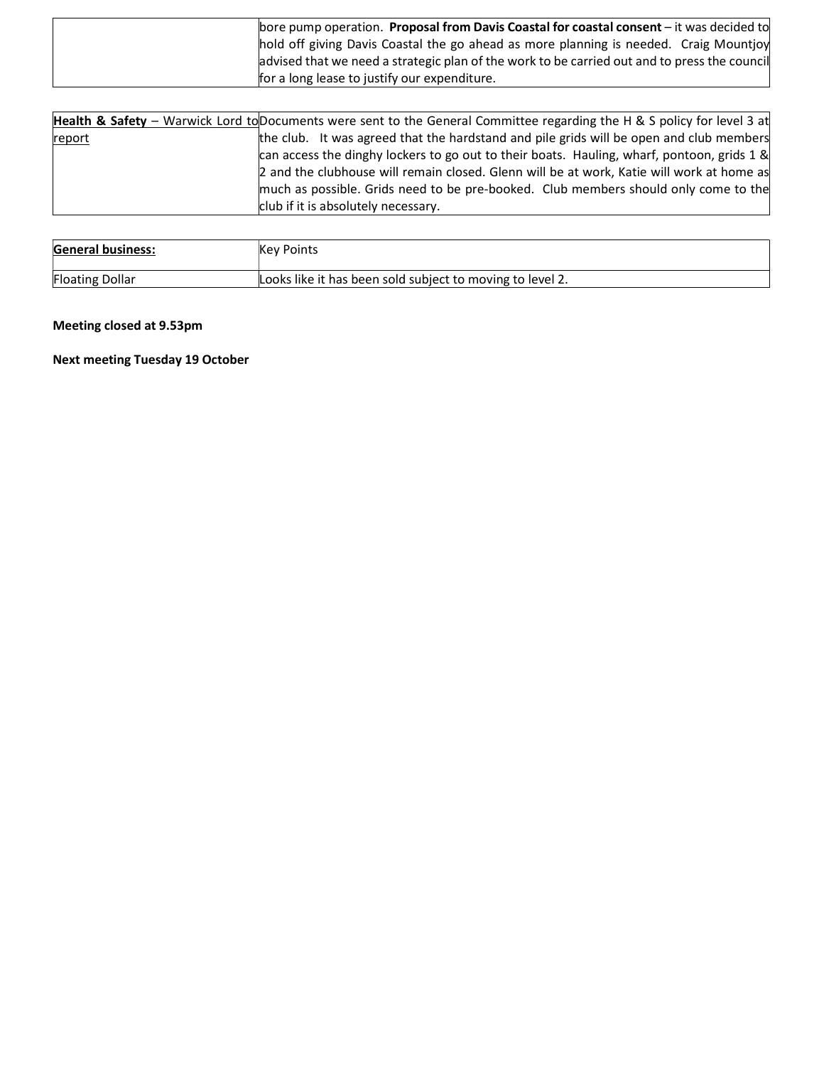| | |
|---|---|
| | bore pump operation. **Proposal from Davis Coastal for coastal consent** – it was decided to hold off giving Davis Coastal the go ahead as more planning is needed. Craig Mountjoy advised that we need a strategic plan of the work to be carried out and to press the council for a long lease to justify our expenditure. |

| | |
|---|---|
| **Health & Safety** – Warwick Lord to report | Documents were sent to the General Committee regarding the H & S policy for level 3 at the club. It was agreed that the hardstand and pile grids will be open and club members can access the dinghy lockers to go out to their boats. Hauling, wharf, pontoon, grids 1 & 2 and the clubhouse will remain closed. Glenn will be at work, Katie will work at home as much as possible. Grids need to be pre-booked. Club members should only come to the club if it is absolutely necessary. |

| **General business:** | Key Points |
|---|---|
| Floating Dollar | Looks like it has been sold subject to moving to level 2. |

**Meeting closed at 9.53pm**

**Next meeting Tuesday 19 October**